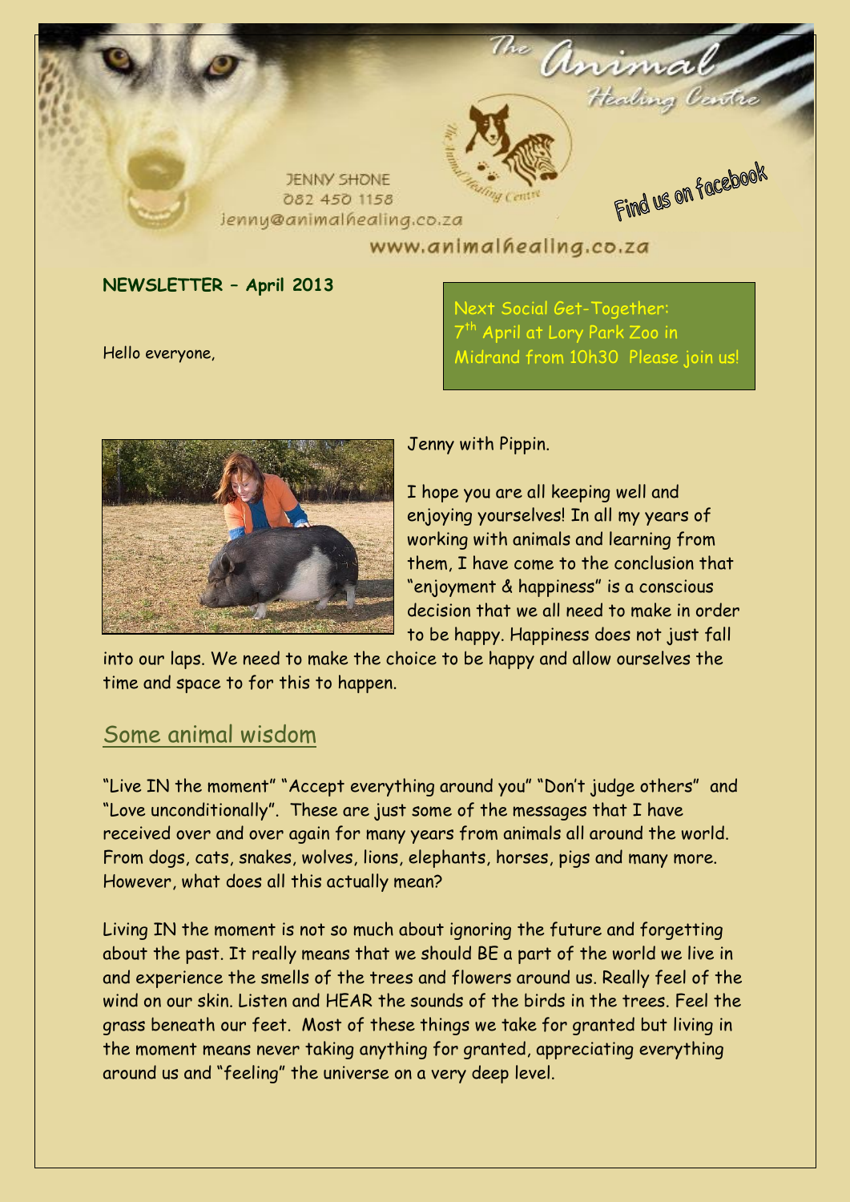JENNY SHONE
082 450 1158
jenny@animalhealing.co.za

www.animalhealing.co.za

Find us on facebook

**NEWSLETTER – April 2013**

Next Social Get-Together: 7th April at Lory Park Zoo in Midrand from 10h30 Please join us!

Hello everyone,

Jenny with Pippin.

I hope you are all keeping well and enjoying yourselves! In all my years of working with animals and learning from them, I have come to the conclusion that "enjoyment & happiness" is a conscious decision that we all need to make in order to be happy. Happiness does not just fall into our laps. We need to make the choice to be happy and allow ourselves the time and space to for this to happen.

## Some animal wisdom

"Live IN the moment" "Accept everything around you" "Don't judge others" and "Love unconditionally". These are just some of the messages that I have received over and over again for many years from animals all around the world. From dogs, cats, snakes, wolves, lions, elephants, horses, pigs and many more. However, what does all this actually mean?

Living IN the moment is not so much about ignoring the future and forgetting about the past. It really means that we should BE a part of the world we live in and experience the smells of the trees and flowers around us. Really feel of the wind on our skin. Listen and HEAR the sounds of the birds in the trees. Feel the grass beneath our feet. Most of these things we take for granted but living in the moment means never taking anything for granted, appreciating everything around us and "feeling" the universe on a very deep level.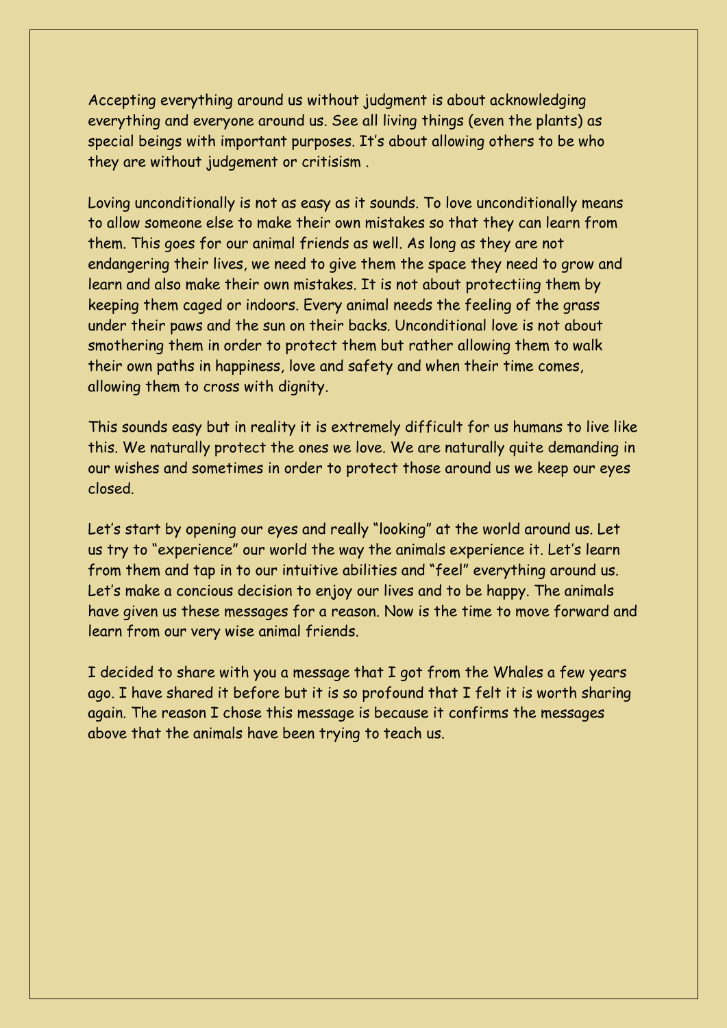Accepting everything around us without judgment is about acknowledging everything and everyone around us. See all living things (even the plants) as special beings with important purposes. It's about allowing others to be who they are without judgement or critisism .

Loving unconditionally is not as easy as it sounds. To love unconditionally means to allow someone else to make their own mistakes so that they can learn from them. This goes for our animal friends as well. As long as they are not endangering their lives, we need to give them the space they need to grow and learn and also make their own mistakes. It is not about protectiing them by keeping them caged or indoors. Every animal needs the feeling of the grass under their paws and the sun on their backs. Unconditional love is not about smothering them in order to protect them but rather allowing them to walk their own paths in happiness, love and safety and when their time comes, allowing them to cross with dignity.

This sounds easy but in reality it is extremely difficult for us humans to live like this. We naturally protect the ones we love. We are naturally quite demanding in our wishes and sometimes in order to protect those around us we keep our eyes closed.

Let's start by opening our eyes and really "looking" at the world around us. Let us try to "experience" our world the way the animals experience it. Let's learn from them and tap in to our intuitive abilities and "feel" everything around us. Let's make a concious decision to enjoy our lives and to be happy. The animals have given us these messages for a reason. Now is the time to move forward and learn from our very wise animal friends.

I decided to share with you a message that I got from the Whales a few years ago. I have shared it before but it is so profound that I felt it is worth sharing again. The reason I chose this message is because it confirms the messages above that the animals have been trying to teach us.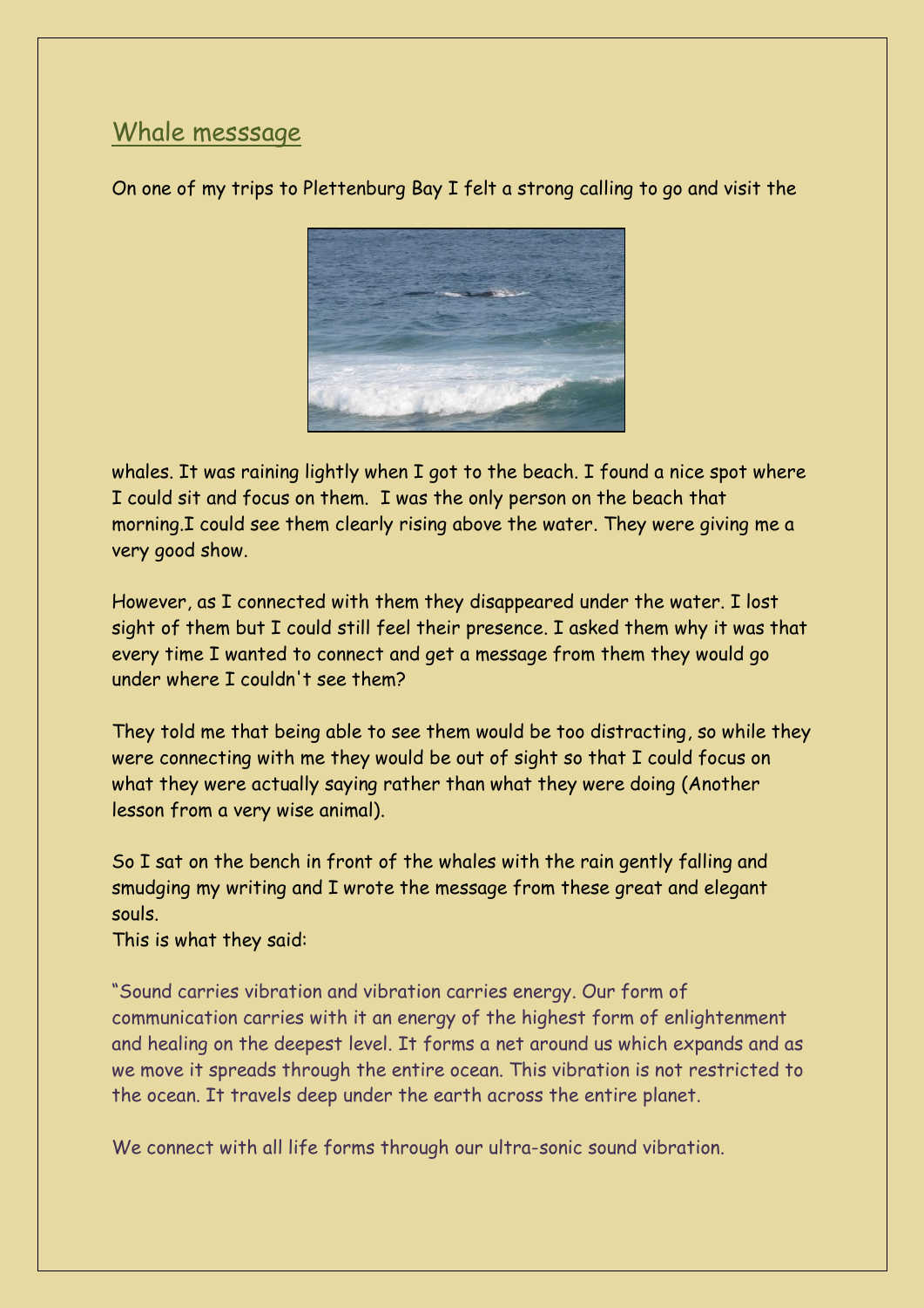## Whale messsage

On one of my trips to Plettenburg Bay I felt a strong calling to go and visit the whales. It was raining lightly when I got to the beach. I found a nice spot where I could sit and focus on them. I was the only person on the beach that morning.I could see them clearly rising above the water. They were giving me a very good show.

However, as I connected with them they disappeared under the water. I lost sight of them but I could still feel their presence. I asked them why it was that every time I wanted to connect and get a message from them they would go under where I couldn't see them?

They told me that being able to see them would be too distracting, so while they were connecting with me they would be out of sight so that I could focus on what they were actually saying rather than what they were doing (Another lesson from a very wise animal).

So I sat on the bench in front of the whales with the rain gently falling and smudging my writing and I wrote the message from these great and elegant souls.
This is what they said:

"Sound carries vibration and vibration carries energy. Our form of communication carries with it an energy of the highest form of enlightenment and healing on the deepest level. It forms a net around us which expands and as we move it spreads through the entire ocean. This vibration is not restricted to the ocean. It travels deep under the earth across the entire planet.

We connect with all life forms through our ultra-sonic sound vibration.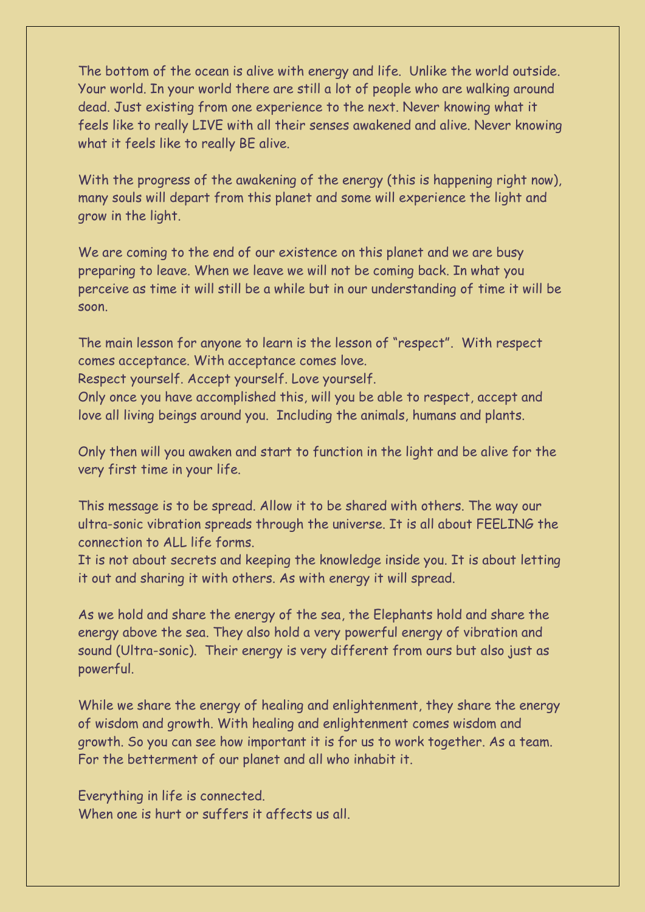The bottom of the ocean is alive with energy and life. Unlike the world outside. Your world. In your world there are still a lot of people who are walking around dead. Just existing from one experience to the next. Never knowing what it feels like to really LIVE with all their senses awakened and alive. Never knowing what it feels like to really BE alive.

With the progress of the awakening of the energy (this is happening right now), many souls will depart from this planet and some will experience the light and grow in the light.

We are coming to the end of our existence on this planet and we are busy preparing to leave. When we leave we will not be coming back. In what you perceive as time it will still be a while but in our understanding of time it will be soon.

The main lesson for anyone to learn is the lesson of "respect". With respect comes acceptance. With acceptance comes love.
Respect yourself. Accept yourself. Love yourself.
Only once you have accomplished this, will you be able to respect, accept and love all living beings around you. Including the animals, humans and plants.

Only then will you awaken and start to function in the light and be alive for the very first time in your life.

This message is to be spread. Allow it to be shared with others. The way our ultra-sonic vibration spreads through the universe. It is all about FEELING the connection to ALL life forms.
It is not about secrets and keeping the knowledge inside you. It is about letting it out and sharing it with others. As with energy it will spread.

As we hold and share the energy of the sea, the Elephants hold and share the energy above the sea. They also hold a very powerful energy of vibration and sound (Ultra-sonic). Their energy is very different from ours but also just as powerful.

While we share the energy of healing and enlightenment, they share the energy of wisdom and growth. With healing and enlightenment comes wisdom and growth. So you can see how important it is for us to work together. As a team. For the betterment of our planet and all who inhabit it.

Everything in life is connected.
When one is hurt or suffers it affects us all.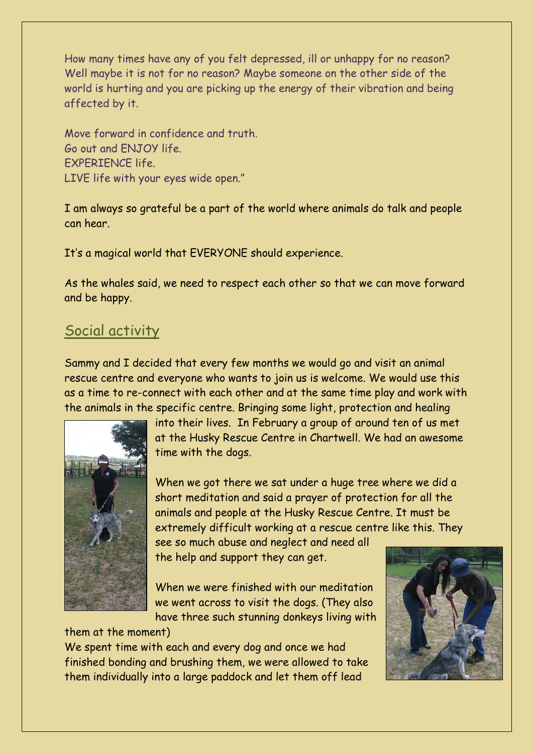How many times have any of you felt depressed, ill or unhappy for no reason? Well maybe it is not for no reason? Maybe someone on the other side of the world is hurting and you are picking up the energy of their vibration and being affected by it.

Move forward in confidence and truth.
Go out and ENJOY life.
EXPERIENCE life.
LIVE life with your eyes wide open."

I am always so grateful be a part of the world where animals do talk and people can hear.

It's a magical world that EVERYONE should experience.

As the whales said, we need to respect each other so that we can move forward and be happy.

## Social activity

Sammy and I decided that every few months we would go and visit an animal rescue centre and everyone who wants to join us is welcome. We would use this as a time to re-connect with each other and at the same time play and work with the animals in the specific centre. Bringing some light, protection and healing into their lives. In February a group of around ten of us met at the Husky Rescue Centre in Chartwell. We had an awesome time with the dogs.

When we got there we sat under a huge tree where we did a short meditation and said a prayer of protection for all the animals and people at the Husky Rescue Centre. It must be extremely difficult working at a rescue centre like this. They see so much abuse and neglect and need all the help and support they can get.

When we were finished with our meditation we went across to visit the dogs. (They also have three such stunning donkeys living with them at the moment)

We spent time with each and every dog and once we had finished bonding and brushing them, we were allowed to take them individually into a large paddock and let them off lead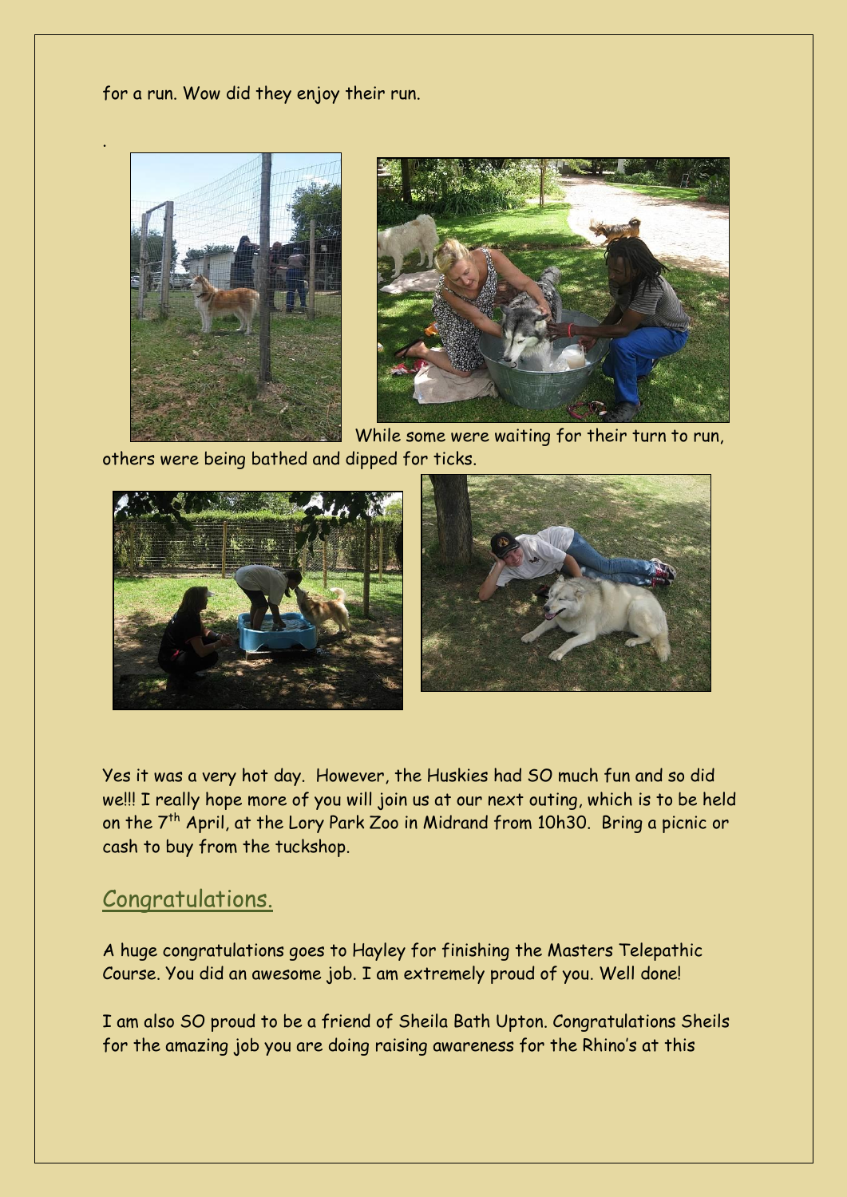for a run. Wow did they enjoy their run.

.

While some were waiting for their turn to run, others were being bathed and dipped for ticks.

Yes it was a very hot day. However, the Huskies had SO much fun and so did we!!! I really hope more of you will join us at our next outing, which is to be held on the 7th April, at the Lory Park Zoo in Midrand from 10h30. Bring a picnic or cash to buy from the tuckshop.

## Congratulations.

A huge congratulations goes to Hayley for finishing the Masters Telepathic Course. You did an awesome job. I am extremely proud of you. Well done!

I am also SO proud to be a friend of Sheila Bath Upton. Congratulations Sheils for the amazing job you are doing raising awareness for the Rhino's at this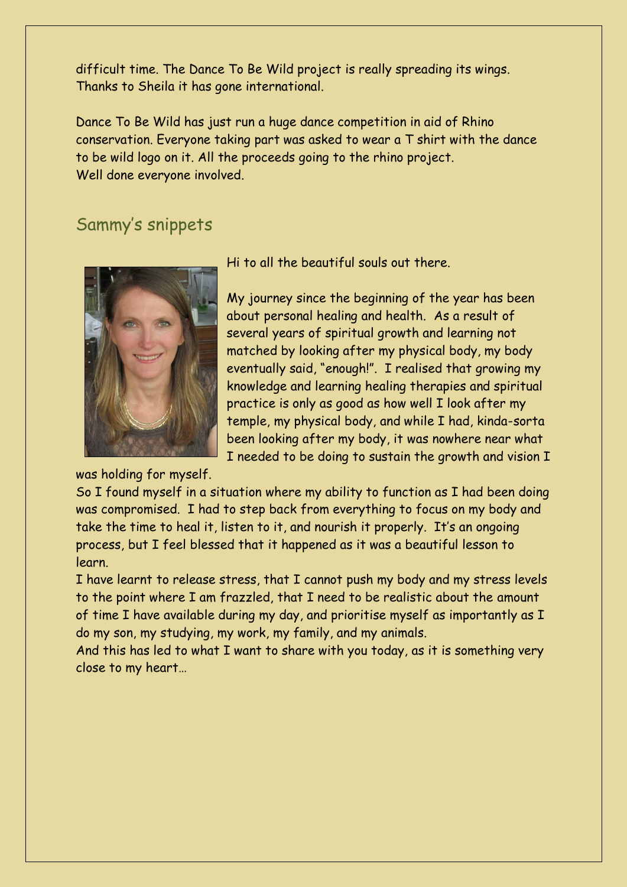difficult time. The Dance To Be Wild project is really spreading its wings. Thanks to Sheila it has gone international.

Dance To Be Wild has just run a huge dance competition in aid of Rhino conservation. Everyone taking part was asked to wear a T shirt with the dance to be wild logo on it. All the proceeds going to the rhino project. Well done everyone involved.

## Sammy's snippets

Hi to all the beautiful souls out there.

My journey since the beginning of the year has been about personal healing and health. As a result of several years of spiritual growth and learning not matched by looking after my physical body, my body eventually said, "enough!". I realised that growing my knowledge and learning healing therapies and spiritual practice is only as good as how well I look after my temple, my physical body, and while I had, kinda-sorta been looking after my body, it was nowhere near what I needed to be doing to sustain the growth and vision I was holding for myself.

So I found myself in a situation where my ability to function as I had been doing was compromised. I had to step back from everything to focus on my body and take the time to heal it, listen to it, and nourish it properly. It's an ongoing process, but I feel blessed that it happened as it was a beautiful lesson to learn.

I have learnt to release stress, that I cannot push my body and my stress levels to the point where I am frazzled, that I need to be realistic about the amount of time I have available during my day, and prioritise myself as importantly as I do my son, my studying, my work, my family, and my animals.

And this has led to what I want to share with you today, as it is something very close to my heart…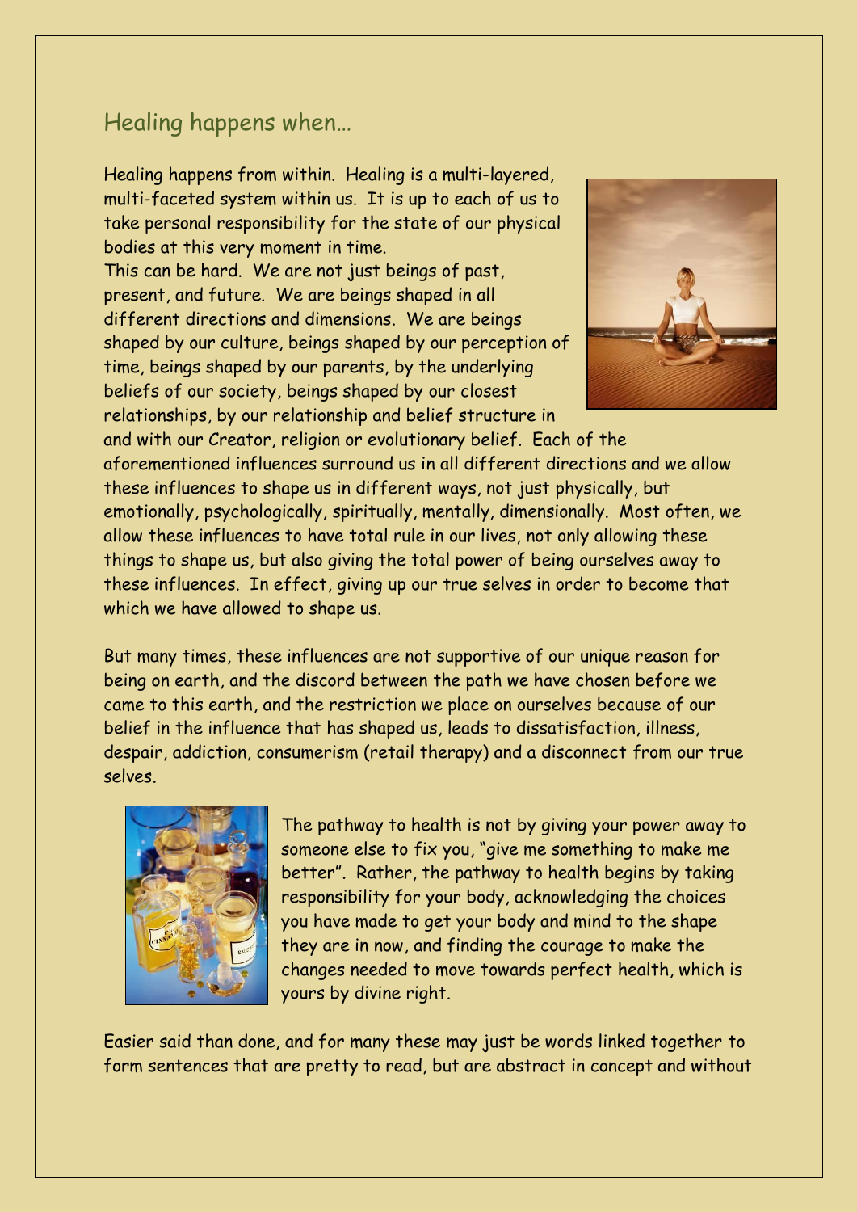## Healing happens when…

Healing happens from within. Healing is a multi-layered, multi-faceted system within us. It is up to each of us to take personal responsibility for the state of our physical bodies at this very moment in time.
This can be hard. We are not just beings of past, present, and future. We are beings shaped in all different directions and dimensions. We are beings shaped by our culture, beings shaped by our perception of time, beings shaped by our parents, by the underlying beliefs of our society, beings shaped by our closest relationships, by our relationship and belief structure in and with our Creator, religion or evolutionary belief. Each of the aforementioned influences surround us in all different directions and we allow these influences to shape us in different ways, not just physically, but emotionally, psychologically, spiritually, mentally, dimensionally. Most often, we allow these influences to have total rule in our lives, not only allowing these things to shape us, but also giving the total power of being ourselves away to these influences. In effect, giving up our true selves in order to become that which we have allowed to shape us.

But many times, these influences are not supportive of our unique reason for being on earth, and the discord between the path we have chosen before we came to this earth, and the restriction we place on ourselves because of our belief in the influence that has shaped us, leads to dissatisfaction, illness, despair, addiction, consumerism (retail therapy) and a disconnect from our true selves.

The pathway to health is not by giving your power away to someone else to fix you, "give me something to make me better". Rather, the pathway to health begins by taking responsibility for your body, acknowledging the choices you have made to get your body and mind to the shape they are in now, and finding the courage to make the changes needed to move towards perfect health, which is yours by divine right.

Easier said than done, and for many these may just be words linked together to form sentences that are pretty to read, but are abstract in concept and without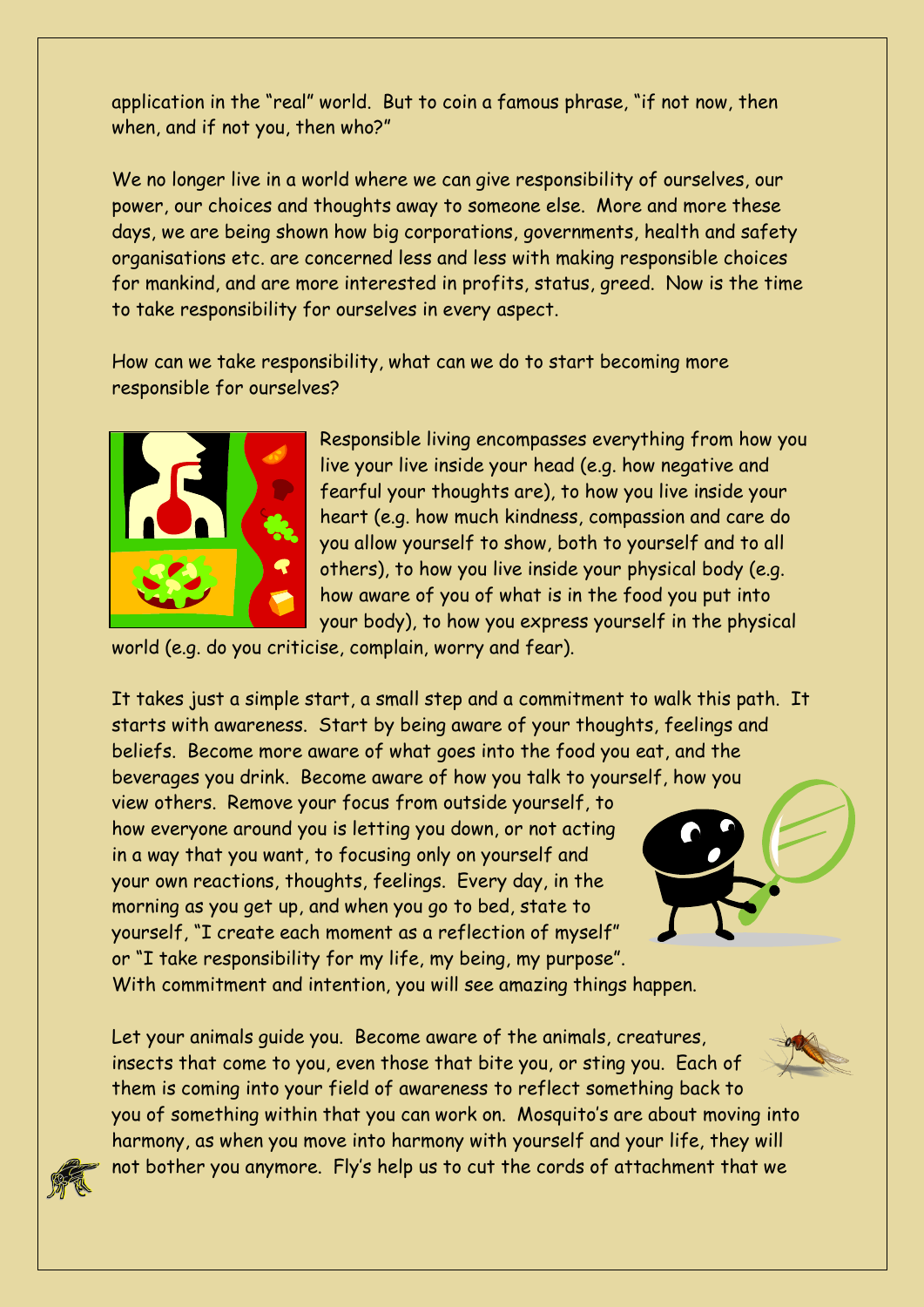application in the "real" world. But to coin a famous phrase, "if not now, then when, and if not you, then who?"

We no longer live in a world where we can give responsibility of ourselves, our power, our choices and thoughts away to someone else. More and more these days, we are being shown how big corporations, governments, health and safety organisations etc. are concerned less and less with making responsible choices for mankind, and are more interested in profits, status, greed. Now is the time to take responsibility for ourselves in every aspect.

How can we take responsibility, what can we do to start becoming more responsible for ourselves?

Responsible living encompasses everything from how you live your live inside your head (e.g. how negative and fearful your thoughts are), to how you live inside your heart (e.g. how much kindness, compassion and care do you allow yourself to show, both to yourself and to all others), to how you live inside your physical body (e.g. how aware of you of what is in the food you put into your body), to how you express yourself in the physical world (e.g. do you criticise, complain, worry and fear).

It takes just a simple start, a small step and a commitment to walk this path. It starts with awareness. Start by being aware of your thoughts, feelings and beliefs. Become more aware of what goes into the food you eat, and the beverages you drink. Become aware of how you talk to yourself, how you view others. Remove your focus from outside yourself, to how everyone around you is letting you down, or not acting in a way that you want, to focusing only on yourself and your own reactions, thoughts, feelings. Every day, in the morning as you get up, and when you go to bed, state to yourself, "I create each moment as a reflection of myself" or "I take responsibility for my life, my being, my purpose". With commitment and intention, you will see amazing things happen.

Let your animals guide you. Become aware of the animals, creatures, insects that come to you, even those that bite you, or sting you. Each of them is coming into your field of awareness to reflect something back to you of something within that you can work on. Mosquito's are about moving into harmony, as when you move into harmony with yourself and your life, they will not bother you anymore. Fly's help us to cut the cords of attachment that we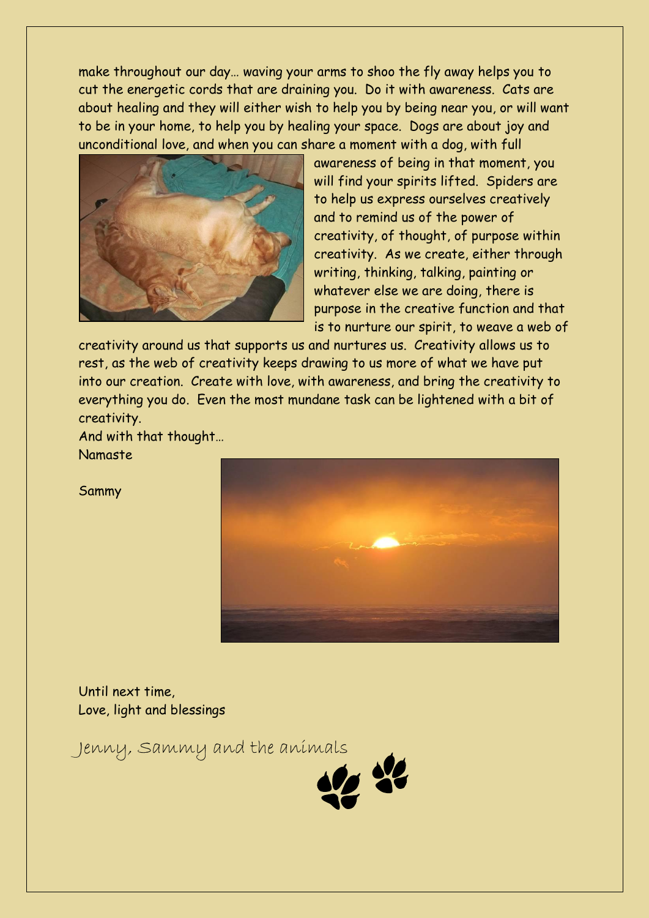make throughout our day… waving your arms to shoo the fly away helps you to cut the energetic cords that are draining you. Do it with awareness. Cats are about healing and they will either wish to help you by being near you, or will want to be in your home, to help you by healing your space. Dogs are about joy and unconditional love, and when you can share a moment with a dog, with full awareness of being in that moment, you will find your spirits lifted. Spiders are to help us express ourselves creatively and to remind us of the power of creativity, of thought, of purpose within creativity. As we create, either through writing, thinking, talking, painting or whatever else we are doing, there is purpose in the creative function and that is to nurture our spirit, to weave a web of creativity around us that supports us and nurtures us. Creativity allows us to rest, as the web of creativity keeps drawing to us more of what we have put into our creation. Create with love, with awareness, and bring the creativity to everything you do. Even the most mundane task can be lightened with a bit of creativity.

And with that thought…

Namaste

Sammy

Until next time,

Love, light and blessings

*Jenny, Sammy and the animals*